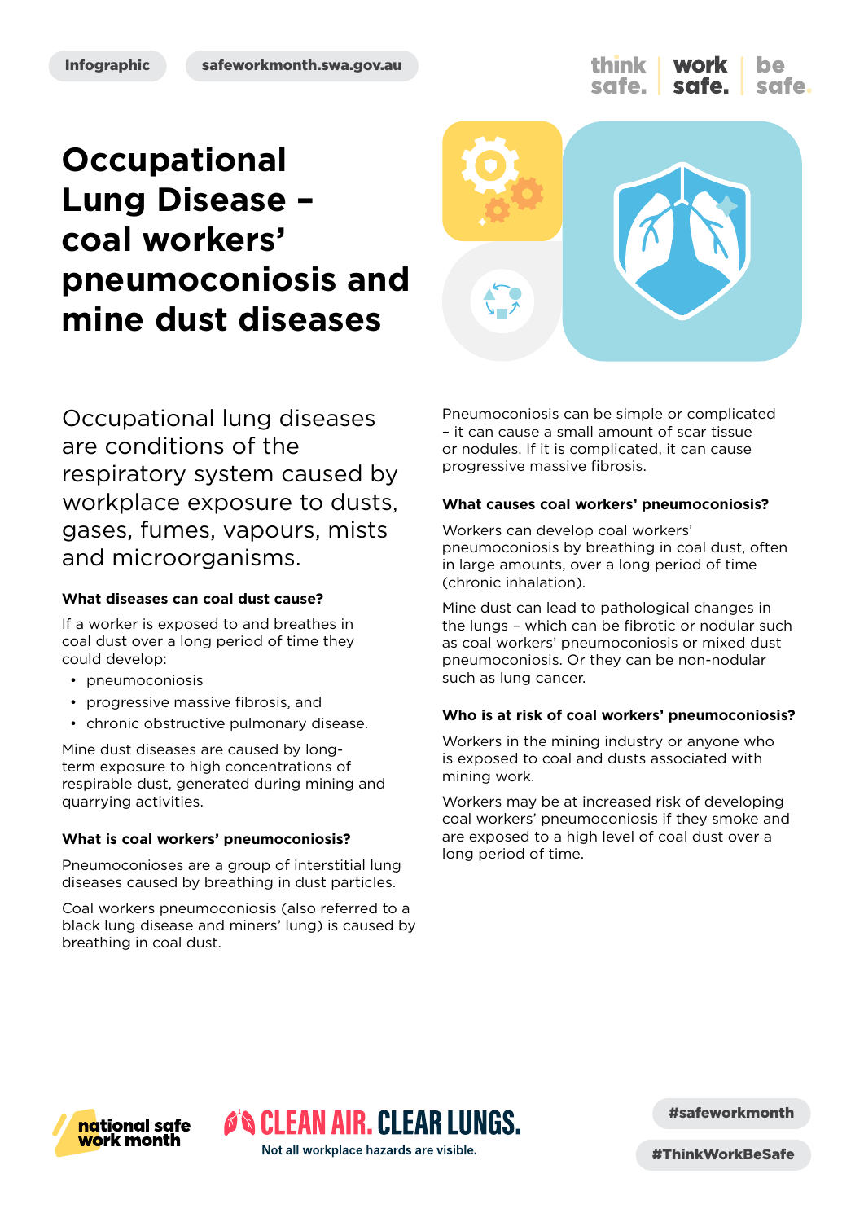Infographic

safeworkmonth.swa.gov.au

think safe. | work safe. | be safe.

# Occupational Lung Disease – coal workers' pneumoconiosis and mine dust diseases

Occupational lung diseases are conditions of the respiratory system caused by workplace exposure to dusts, gases, fumes, vapours, mists and microorganisms.

### What diseases can coal dust cause?

If a worker is exposed to and breathes in coal dust over a long period of time they could develop:

- pneumoconiosis
- progressive massive fibrosis, and
- chronic obstructive pulmonary disease.

Mine dust diseases are caused by long-term exposure to high concentrations of respirable dust, generated during mining and quarrying activities.

### What is coal workers' pneumoconiosis?

Pneumoconioses are a group of interstitial lung diseases caused by breathing in dust particles.

Coal workers pneumoconiosis (also referred to a black lung disease and miners' lung) is caused by breathing in coal dust.

Pneumoconiosis can be simple or complicated – it can cause a small amount of scar tissue or nodules. If it is complicated, it can cause progressive massive fibrosis.

### What causes coal workers' pneumoconiosis?

Workers can develop coal workers' pneumoconiosis by breathing in coal dust, often in large amounts, over a long period of time (chronic inhalation).

Mine dust can lead to pathological changes in the lungs – which can be fibrotic or nodular such as coal workers' pneumoconiosis or mixed dust pneumoconiosis. Or they can be non-nodular such as lung cancer.

### Who is at risk of coal workers' pneumoconiosis?

Workers in the mining industry or anyone who is exposed to coal and dusts associated with mining work.

Workers may be at increased risk of developing coal workers' pneumoconiosis if they smoke and are exposed to a high level of coal dust over a long period of time.

national safe work month

CLEAN AIR. CLEAR LUNGS.
Not all workplace hazards are visible.

#safeworkmonth

#ThinkWorkBeSafe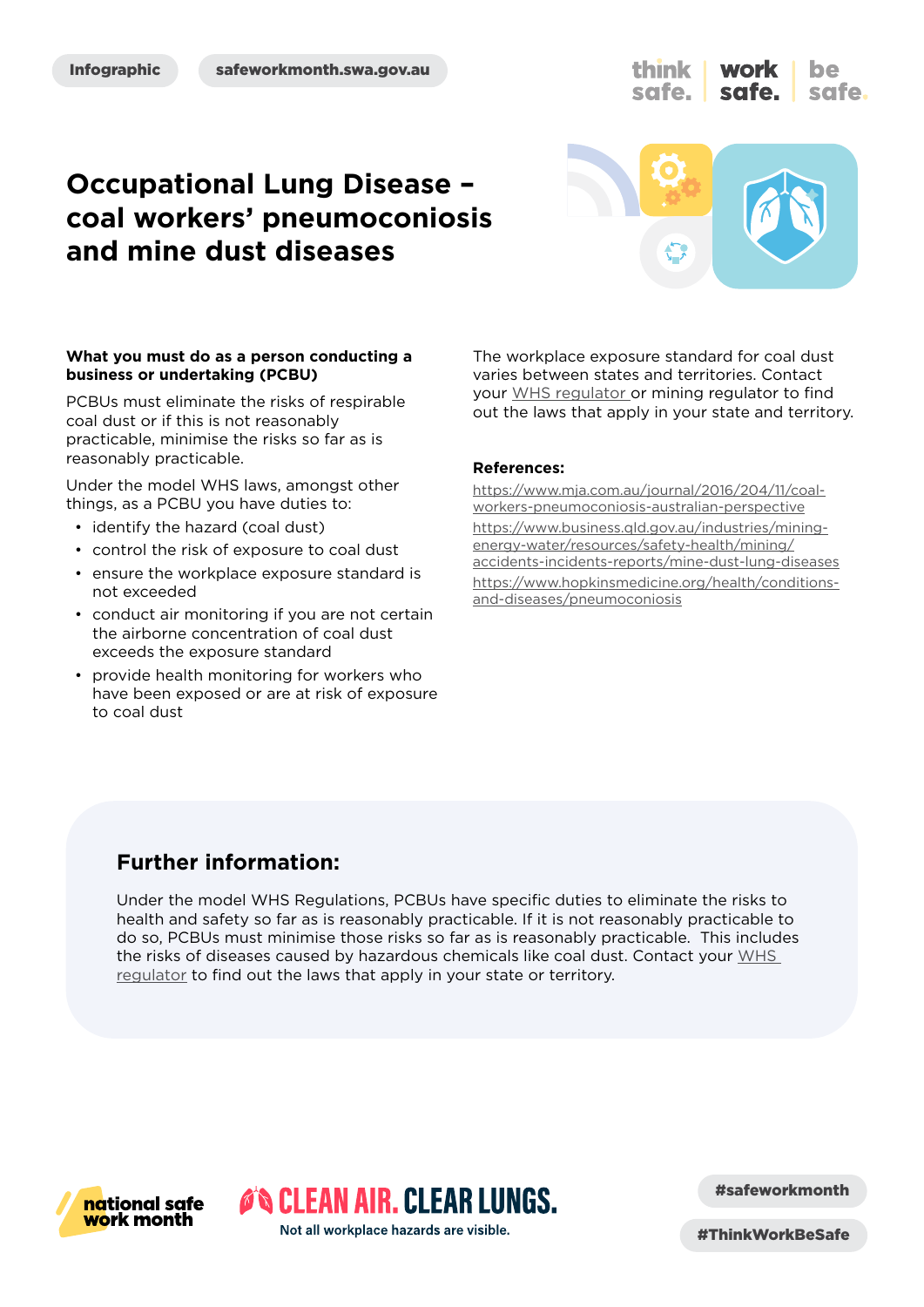Infographic

safeworkmonth.swa.gov.au

# Occupational Lung Disease – coal workers' pneumoconiosis and mine dust diseases

**What you must do as a person conducting a business or undertaking (PCBU)**

PCBUs must eliminate the risks of respirable coal dust or if this is not reasonably practicable, minimise the risks so far as is reasonably practicable.

Under the model WHS laws, amongst other things, as a PCBU you have duties to:

- identify the hazard (coal dust)
- control the risk of exposure to coal dust
- ensure the workplace exposure standard is not exceeded
- conduct air monitoring if you are not certain the airborne concentration of coal dust exceeds the exposure standard
- provide health monitoring for workers who have been exposed or are at risk of exposure to coal dust

The workplace exposure standard for coal dust varies between states and territories. Contact your WHS regulator or mining regulator to find out the laws that apply in your state and territory.

**References:**

https://www.mja.com.au/journal/2016/204/11/coal-workers-pneumoconiosis-australian-perspective

https://www.business.qld.gov.au/industries/mining-energy-water/resources/safety-health/mining/accidents-incidents-reports/mine-dust-lung-diseases

https://www.hopkinsmedicine.org/health/conditions-and-diseases/pneumoconiosis

## Further information:

Under the model WHS Regulations, PCBUs have specific duties to eliminate the risks to health and safety so far as is reasonably practicable. If it is not reasonably practicable to do so, PCBUs must minimise those risks so far as is reasonably practicable. This includes the risks of diseases caused by hazardous chemicals like coal dust. Contact your WHS regulator to find out the laws that apply in your state or territory.

CLEAN AIR. CLEAR LUNGS.

Not all workplace hazards are visible.

#safeworkmonth

#ThinkWorkBeSafe